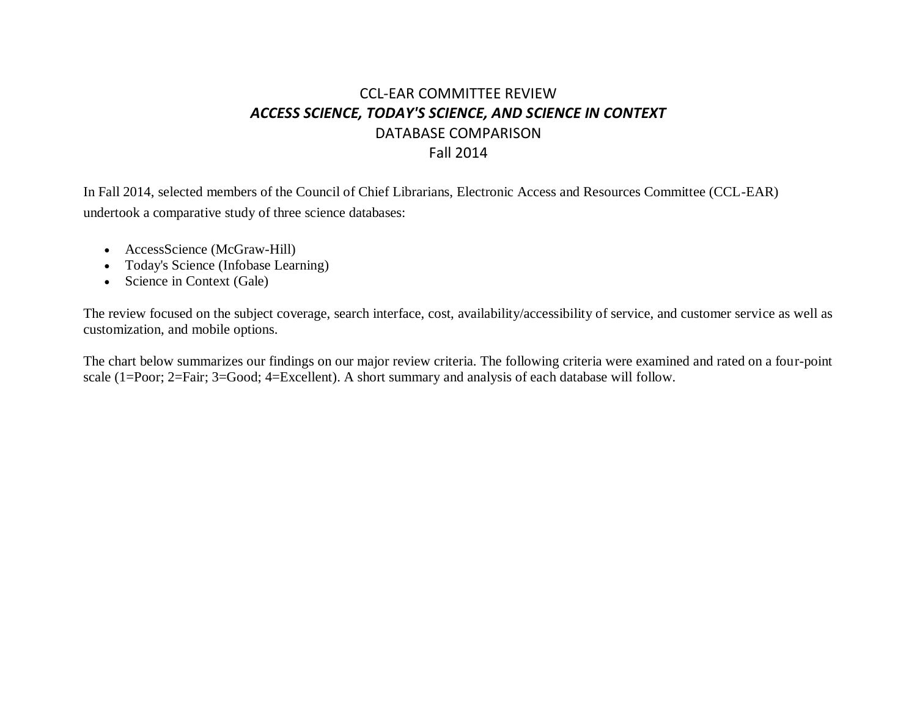# CCL-EAR COMMITTEE REVIEW
## *ACCESS SCIENCE, TODAY'S SCIENCE, AND SCIENCE IN CONTEXT*
## DATABASE COMPARISON
## Fall 2014

In Fall 2014, selected members of the Council of Chief Librarians, Electronic Access and Resources Committee (CCL-EAR) undertook a comparative study of three science databases:

- AccessScience (McGraw-Hill)
- Today's Science (Infobase Learning)
- Science in Context (Gale)

The review focused on the subject coverage, search interface, cost, availability/accessibility of service, and customer service as well as customization, and mobile options.

The chart below summarizes our findings on our major review criteria. The following criteria were examined and rated on a four-point scale (1=Poor; 2=Fair; 3=Good; 4=Excellent). A short summary and analysis of each database will follow.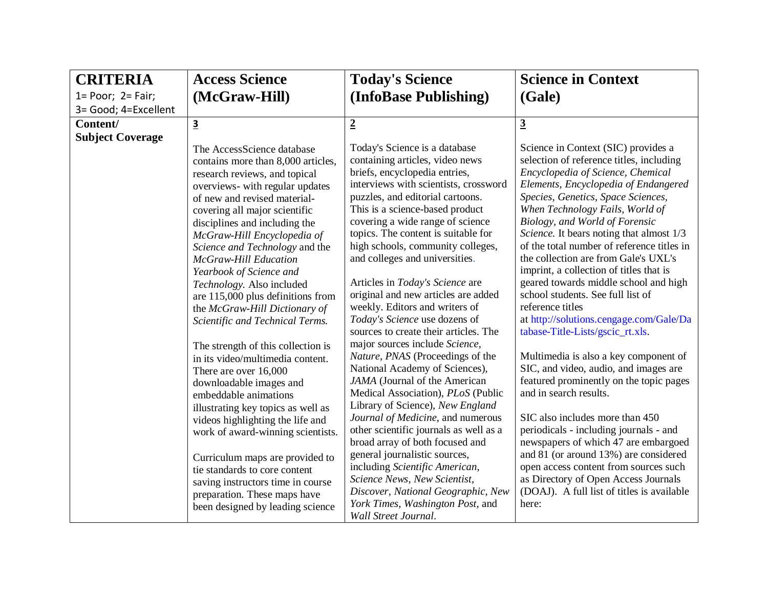| **CRITERIA**<br>1= Poor; 2= Fair;<br>3= Good; 4=Excellent | **Access Science (McGraw-Hill)** | **Today's Science (InfoBase Publishing)** | **Science in Context (Gale)** |
|---|---|---|---|
| **Content/ Subject Coverage** | **3**<br><br>The AccessScience database contains more than 8,000 articles, research reviews, and topical overviews- with regular updates of new and revised material- covering all major scientific disciplines and including the *McGraw-Hill Encyclopedia of Science and Technology* and the *McGraw-Hill Education Yearbook of Science and Technology.* Also included are 115,000 plus definitions from the *McGraw-Hill Dictionary of Scientific and Technical Terms.*<br><br>The strength of this collection is in its video/multimedia content. There are over 16,000 downloadable images and embeddable animations illustrating key topics as well as videos highlighting the life and work of award-winning scientists.<br><br>Curriculum maps are provided to tie standards to core content saving instructors time in course preparation. These maps have been designed by leading science | **2**<br><br>Today's Science is a database containing articles, video news briefs, encyclopedia entries, interviews with scientists, crossword puzzles, and editorial cartoons. This is a science-based product covering a wide range of science topics. The content is suitable for high schools, community colleges, and colleges and universities.<br><br>Articles in *Today's Science* are original and new articles are added weekly. Editors and writers of *Today's Science* use dozens of sources to create their articles. The major sources include *Science*, *Nature*, *PNAS* (Proceedings of the National Academy of Sciences), *JAMA* (Journal of the American Medical Association), *PLoS* (Public Library of Science), *New England Journal of Medicine*, and numerous other scientific journals as well as a broad array of both focused and general journalistic sources, including *Scientific American*, *Science News*, *New Scientist*, *Discover*, *National Geographic*, *New York Times*, *Washington Post*, and *Wall Street Journal*. | **3**<br><br>Science in Context (SIC) provides a selection of reference titles, including *Encyclopedia of Science*, *Chemical Elements*, *Encyclopedia of Endangered Species*, *Genetics*, *Space Sciences*, *When Technology Fails*, *World of Biology, and World of Forensic Science.* It bears noting that almost 1/3 of the total number of reference titles in the collection are from Gale's UXL's imprint, a collection of titles that is geared towards middle school and high school students. See full list of reference titles at http://solutions.cengage.com/Gale/Database-Title-Lists/gscic_rt.xls.<br><br>Multimedia is also a key component of SIC, and video, audio, and images are featured prominently on the topic pages and in search results.<br><br>SIC also includes more than 450 periodicals - including journals - and newspapers of which 47 are embargoed and 81 (or around 13%) are considered open access content from sources such as Directory of Open Access Journals (DOAJ). A full list of titles is available here: |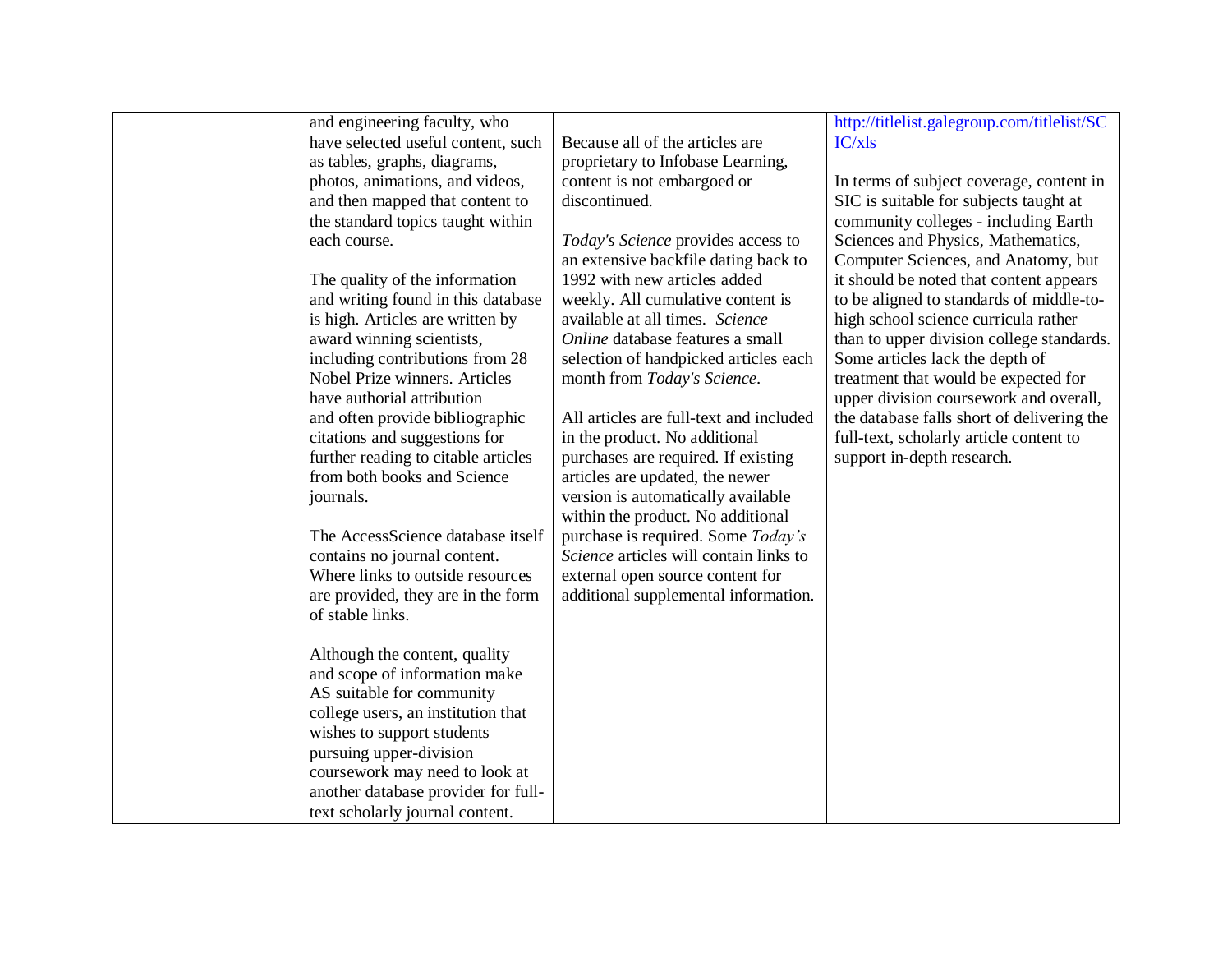| | | | |
|---|---|---|---|
| | and engineering faculty, who have selected useful content, such as tables, graphs, diagrams, photos, animations, and videos, and then mapped that content to the standard topics taught within each course.<br><br>The quality of the information and writing found in this database is high. Articles are written by award winning scientists, including contributions from 28 Nobel Prize winners. Articles have authorial attribution and often provide bibliographic citations and suggestions for further reading to citable articles from both books and Science journals.<br><br>The AccessScience database itself contains no journal content. Where links to outside resources are provided, they are in the form of stable links.<br><br>Although the content, quality and scope of information make AS suitable for community college users, an institution that wishes to support students pursuing upper-division coursework may need to look at another database provider for full-text scholarly journal content. | Because all of the articles are proprietary to Infobase Learning, content is not embargoed or discontinued.<br><br>*Today's Science* provides access to an extensive backfile dating back to 1992 with new articles added weekly. All cumulative content is available at all times. *Science Online* database features a small selection of handpicked articles each month from *Today's Science*.<br><br>All articles are full-text and included in the product. No additional purchases are required. If existing articles are updated, the newer version is automatically available within the product. No additional purchase is required. Some *Today's Science* articles will contain links to external open source content for additional supplemental information. | http://titlelist.galegroup.com/titlelist/SCIC/xls<br><br>In terms of subject coverage, content in SIC is suitable for subjects taught at community colleges - including Earth Sciences and Physics, Mathematics, Computer Sciences, and Anatomy, but it should be noted that content appears to be aligned to standards of middle-to-high school science curricula rather than to upper division college standards. Some articles lack the depth of treatment that would be expected for upper division coursework and overall, the database falls short of delivering the full-text, scholarly article content to support in-depth research. |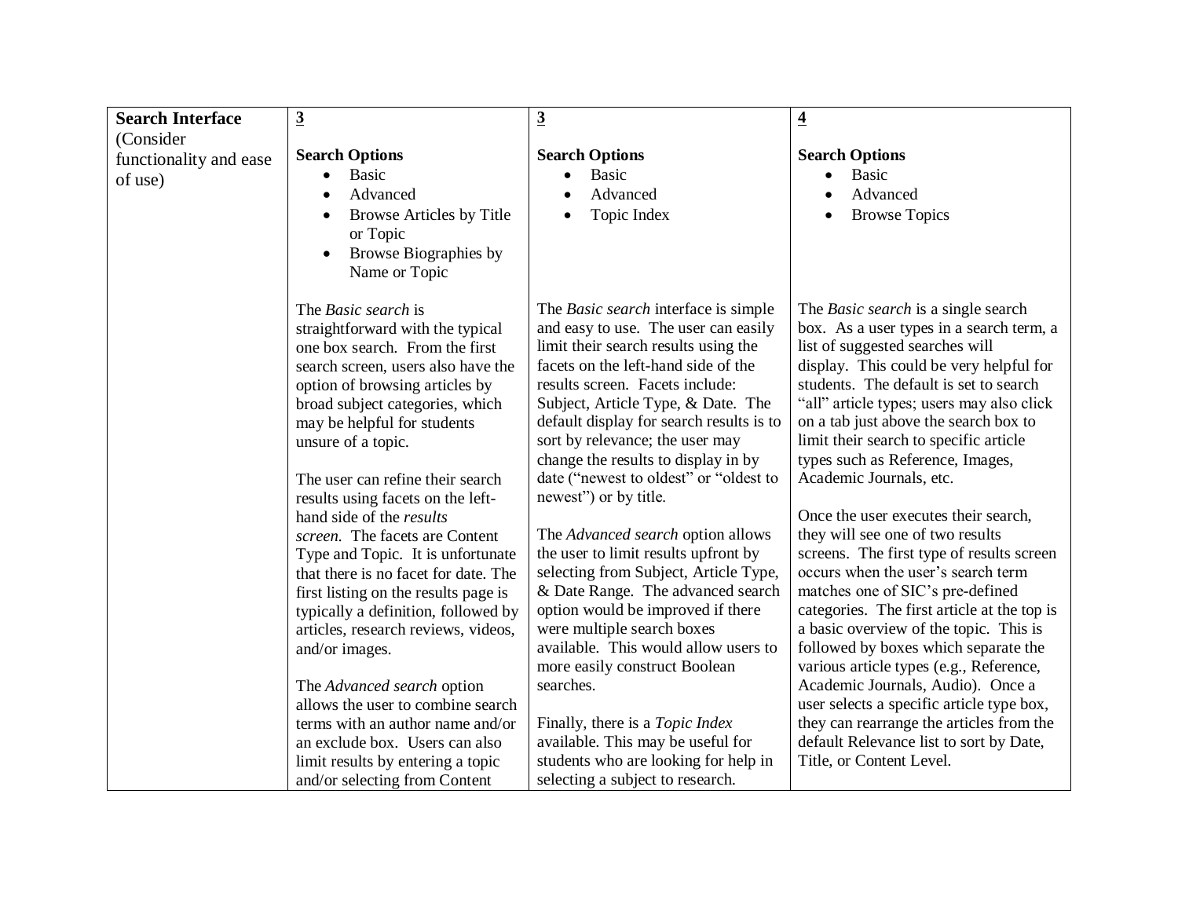| **Search Interface** (Consider functionality and ease of use) | **3**<br><br>**Search Options**<br>• Basic<br>• Advanced<br>• Browse Articles by Title or Topic<br>• Browse Biographies by Name or Topic<br><br>The *Basic search* is straightforward with the typical one box search. From the first search screen, users also have the option of browsing articles by broad subject categories, which may be helpful for students unsure of a topic.<br><br>The user can refine their search results using facets on the left-hand side of the *results screen*. The facets are Content Type and Topic. It is unfortunate that there is no facet for date. The first listing on the results page is typically a definition, followed by articles, research reviews, videos, and/or images.<br><br>The *Advanced search* option allows the user to combine search terms with an author name and/or an exclude box. Users can also limit results by entering a topic and/or selecting from Content | **3**<br><br>**Search Options**<br>• Basic<br>• Advanced<br>• Topic Index<br><br>The *Basic search* interface is simple and easy to use. The user can easily limit their search results using the facets on the left-hand side of the results screen. Facets include: Subject, Article Type, & Date. The default display for search results is to sort by relevance; the user may change the results to display in by date ("newest to oldest" or "oldest to newest") or by title.<br><br>The *Advanced search* option allows the user to limit results upfront by selecting from Subject, Article Type, & Date Range. The advanced search option would be improved if there were multiple search boxes available. This would allow users to more easily construct Boolean searches.<br><br>Finally, there is a *Topic Index* available. This may be useful for students who are looking for help in selecting a subject to research. | **4**<br><br>**Search Options**<br>• Basic<br>• Advanced<br>• Browse Topics<br><br>The *Basic search* is a single search box. As a user types in a search term, a list of suggested searches will display. This could be very helpful for students. The default is set to search "all" article types; users may also click on a tab just above the search box to limit their search to specific article types such as Reference, Images, Academic Journals, etc.<br><br>Once the user executes their search, they will see one of two results screens. The first type of results screen occurs when the user's search term matches one of SIC's pre-defined categories. The first article at the top is a basic overview of the topic. This is followed by boxes which separate the various article types (e.g., Reference, Academic Journals, Audio). Once a user selects a specific article type box, they can rearrange the articles from the default Relevance list to sort by Date, Title, or Content Level. |
|---|---|---|---|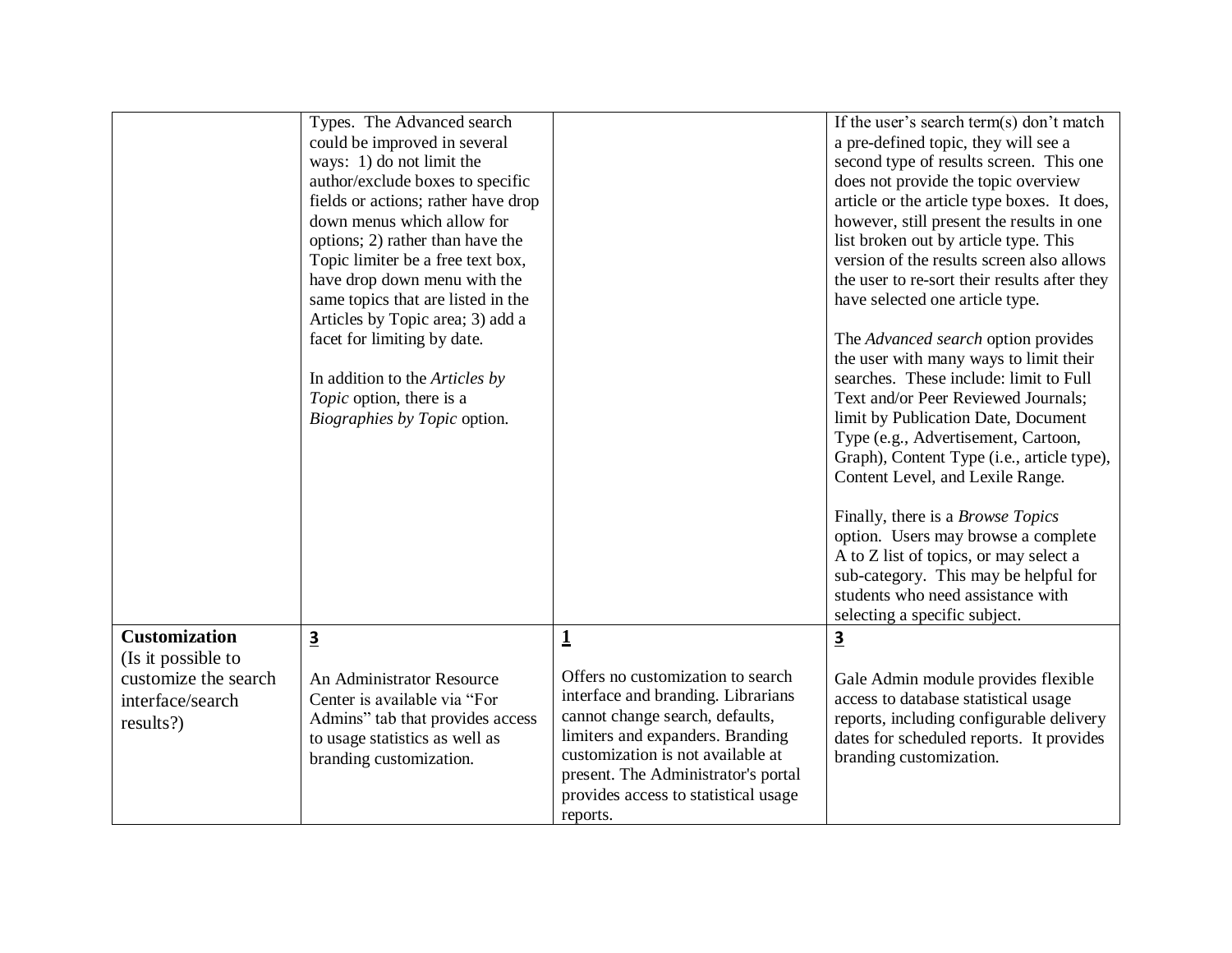| | | | |
|---|---|---|---|
| | Types. The Advanced search could be improved in several ways: 1) do not limit the author/exclude boxes to specific fields or actions; rather have drop down menus which allow for options; 2) rather than have the Topic limiter be a free text box, have drop down menu with the same topics that are listed in the Articles by Topic area; 3) add a facet for limiting by date.<br><br>In addition to the *Articles by Topic* option, there is a *Biographies by Topic* option. | | If the user's search term(s) don't match a pre-defined topic, they will see a second type of results screen. This one does not provide the topic overview article or the article type boxes. It does, however, still present the results in one list broken out by article type. This version of the results screen also allows the user to re-sort their results after they have selected one article type.<br><br>The *Advanced search* option provides the user with many ways to limit their searches. These include: limit to Full Text and/or Peer Reviewed Journals; limit by Publication Date, Document Type (e.g., Advertisement, Cartoon, Graph), Content Type (i.e., article type), Content Level, and Lexile Range.<br><br>Finally, there is a *Browse Topics* option. Users may browse a complete A to Z list of topics, or may select a sub-category. This may be helpful for students who need assistance with selecting a specific subject. |
| **Customization** (Is it possible to customize the search interface/search results?) | **3**<br><br>An Administrator Resource Center is available via "For Admins" tab that provides access to usage statistics as well as branding customization. | **1**<br><br>Offers no customization to search interface and branding. Librarians cannot change search, defaults, limiters and expanders. Branding customization is not available at present. The Administrator's portal provides access to statistical usage reports. | **3**<br><br>Gale Admin module provides flexible access to database statistical usage reports, including configurable delivery dates for scheduled reports. It provides branding customization. |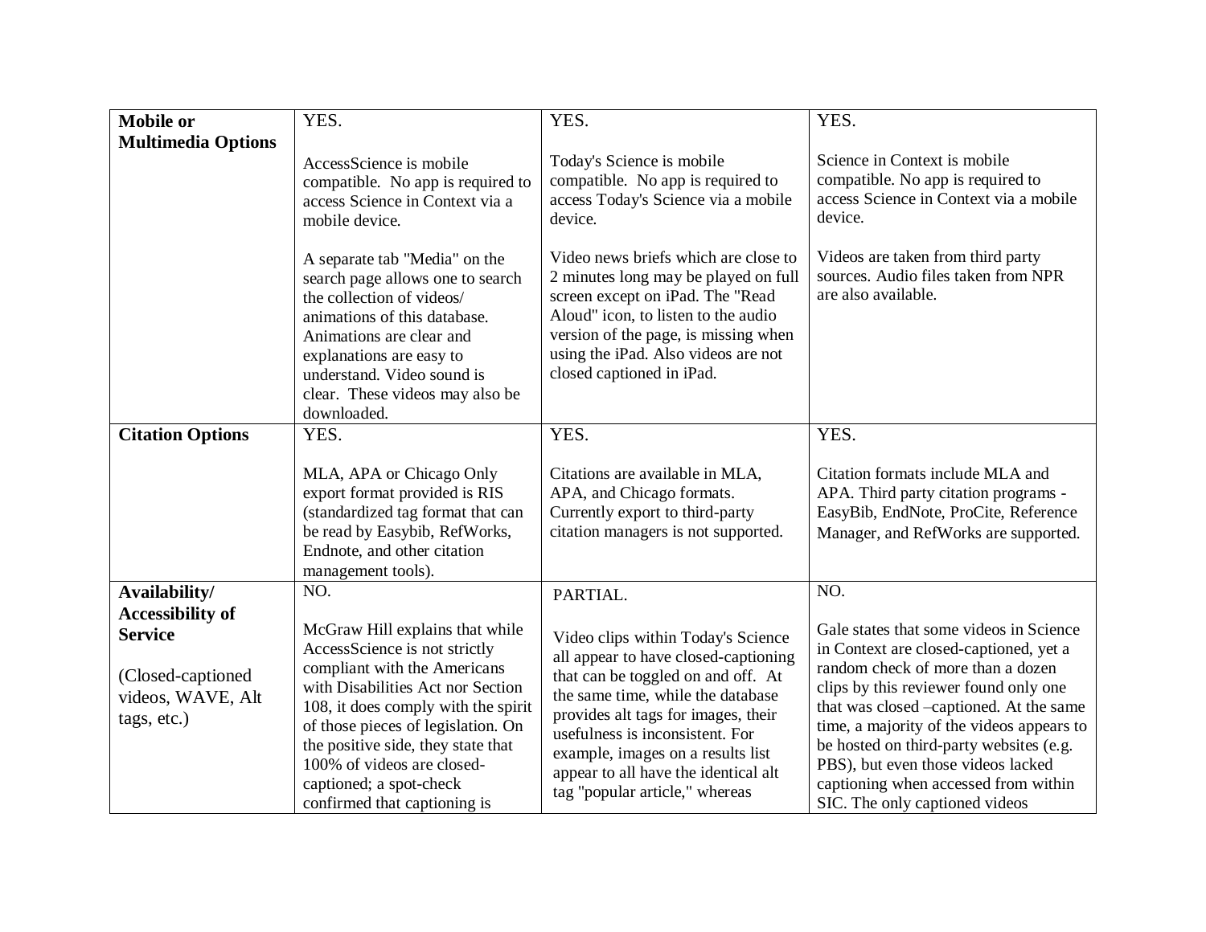| **Mobile or Multimedia Options** | YES.<br><br>AccessScience is mobile compatible. No app is required to access Science in Context via a mobile device.<br><br>A separate tab "Media" on the search page allows one to search the collection of videos/ animations of this database. Animations are clear and explanations are easy to understand. Video sound is clear. These videos may also be downloaded. | YES.<br><br>Today's Science is mobile compatible. No app is required to access Today's Science via a mobile device.<br><br>Video news briefs which are close to 2 minutes long may be played on full screen except on iPad. The "Read Aloud" icon, to listen to the audio version of the page, is missing when using the iPad. Also videos are not closed captioned in iPad. | YES.<br><br>Science in Context is mobile compatible. No app is required to access Science in Context via a mobile device.<br><br>Videos are taken from third party sources. Audio files taken from NPR are also available. |
|---|---|---|---|
| **Citation Options** | YES.<br><br>MLA, APA or Chicago Only export format provided is RIS (standardized tag format that can be read by Easybib, RefWorks, Endnote, and other citation management tools). | YES.<br><br>Citations are available in MLA, APA, and Chicago formats. Currently export to third-party citation managers is not supported. | YES.<br><br>Citation formats include MLA and APA. Third party citation programs - EasyBib, EndNote, ProCite, Reference Manager, and RefWorks are supported. |
| **Availability/ Accessibility of Service**<br><br>(Closed-captioned videos, WAVE, Alt tags, etc.) | NO.<br><br>McGraw Hill explains that while AccessScience is not strictly compliant with the Americans with Disabilities Act nor Section 108, it does comply with the spirit of those pieces of legislation. On the positive side, they state that 100% of videos are closed-captioned; a spot-check confirmed that captioning is | PARTIAL.<br><br>Video clips within Today's Science all appear to have closed-captioning that can be toggled on and off. At the same time, while the database provides alt tags for images, their usefulness is inconsistent. For example, images on a results list appear to all have the identical alt tag "popular article," whereas | NO.<br><br>Gale states that some videos in Science in Context are closed-captioned, yet a random check of more than a dozen clips by this reviewer found only one that was closed –captioned. At the same time, a majority of the videos appears to be hosted on third-party websites (e.g. PBS), but even those videos lacked captioning when accessed from within SIC. The only captioned videos |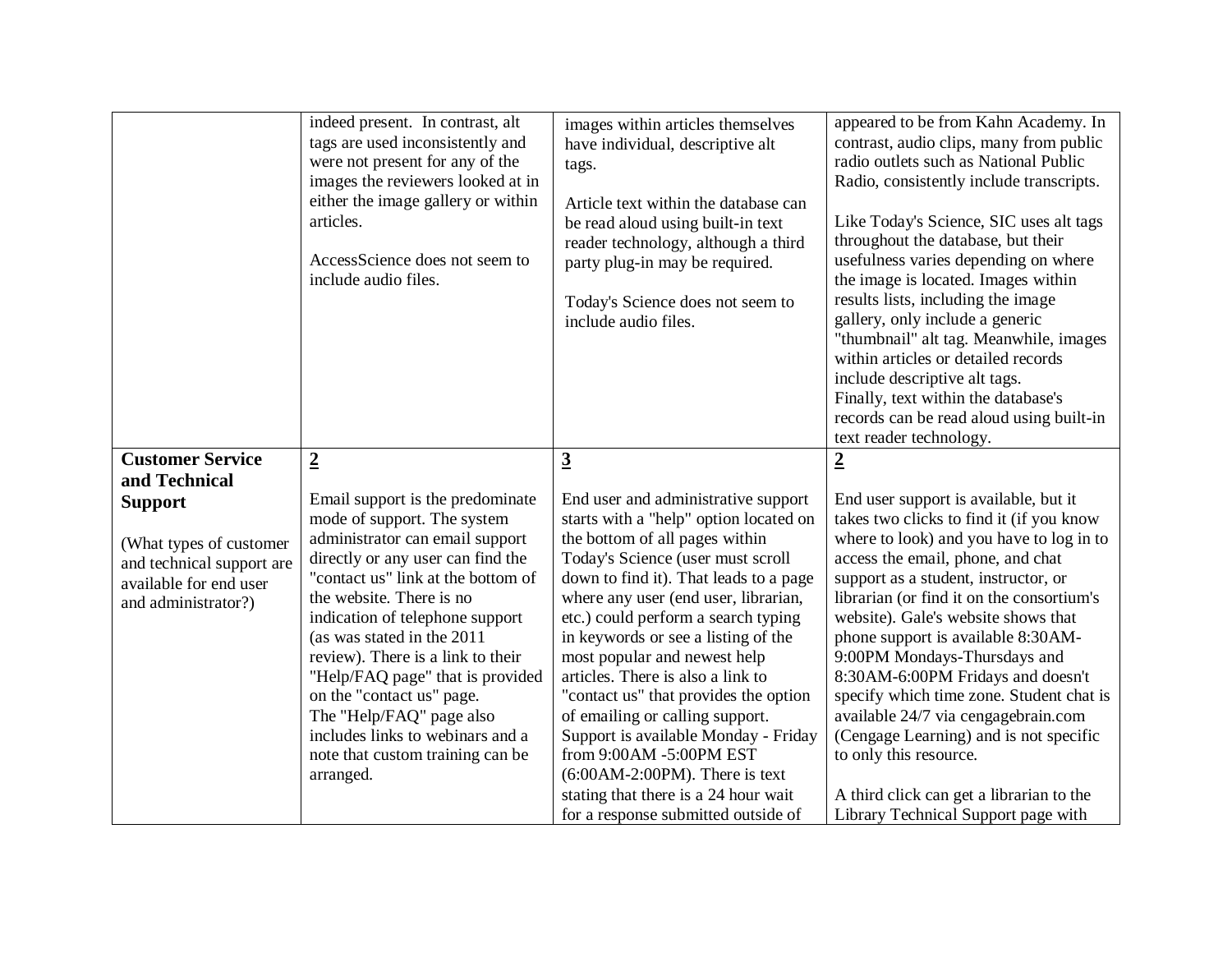| | | | |
|---|---|---|---|
| | indeed present. In contrast, alt tags are used inconsistently and were not present for any of the images the reviewers looked at in either the image gallery or within articles.<br><br>AccessScience does not seem to include audio files. | images within articles themselves have individual, descriptive alt tags.<br><br>Article text within the database can be read aloud using built-in text reader technology, although a third party plug-in may be required.<br><br>Today's Science does not seem to include audio files. | appeared to be from Kahn Academy. In contrast, audio clips, many from public radio outlets such as National Public Radio, consistently include transcripts.<br><br>Like Today's Science, SIC uses alt tags throughout the database, but their usefulness varies depending on where the image is located. Images within results lists, including the image gallery, only include a generic "thumbnail" alt tag. Meanwhile, images within articles or detailed records include descriptive alt tags.<br>Finally, text within the database's records can be read aloud using built-in text reader technology. |
| **Customer Service and Technical Support**<br><br>(What types of customer and technical support are available for end user and administrator?) | **2**<br><br>Email support is the predominate mode of support. The system administrator can email support directly or any user can find the "contact us" link at the bottom of the website. There is no indication of telephone support (as was stated in the 2011 review). There is a link to their "Help/FAQ page" that is provided on the "contact us" page.<br>The "Help/FAQ" page also includes links to webinars and a note that custom training can be arranged. | **3**<br><br>End user and administrative support starts with a "help" option located on the bottom of all pages within Today's Science (user must scroll down to find it). That leads to a page where any user (end user, librarian, etc.) could perform a search typing in keywords or see a listing of the most popular and newest help articles. There is also a link to "contact us" that provides the option of emailing or calling support. Support is available Monday - Friday from 9:00AM -5:00PM EST (6:00AM-2:00PM). There is text stating that there is a 24 hour wait for a response submitted outside of | **2**<br><br>End user support is available, but it takes two clicks to find it (if you know where to look) and you have to log in to access the email, phone, and chat support as a student, instructor, or librarian (or find it on the consortium's website). Gale's website shows that phone support is available 8:30AM-9:00PM Mondays-Thursdays and 8:30AM-6:00PM Fridays and doesn't specify which time zone. Student chat is available 24/7 via cengagebrain.com (Cengage Learning) and is not specific to only this resource.<br><br>A third click can get a librarian to the Library Technical Support page with |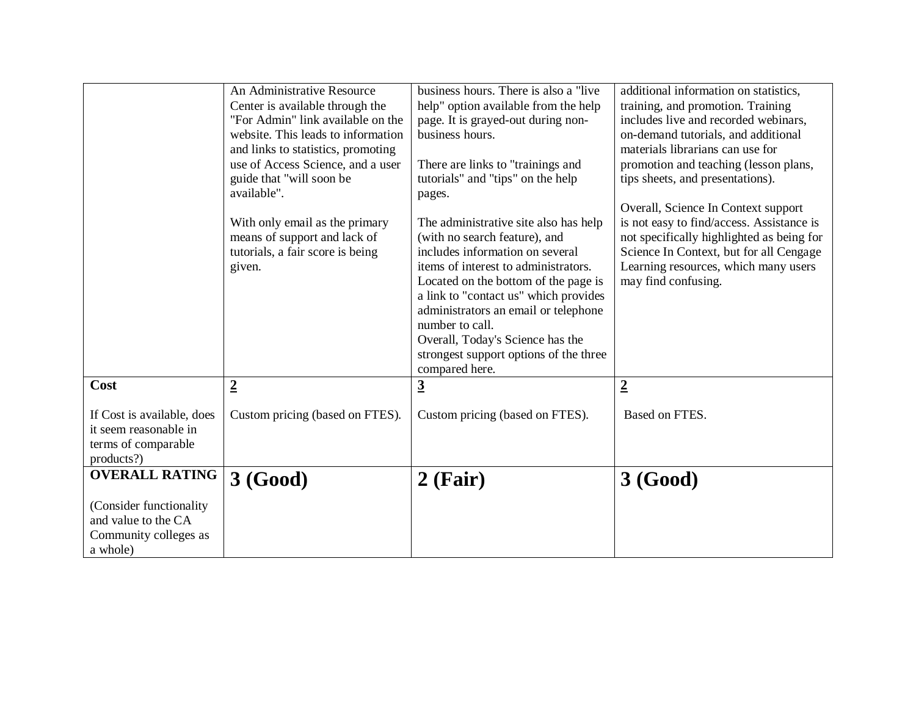| | | | |
|---|---|---|---|
| | An Administrative Resource Center is available through the "For Admin" link available on the website. This leads to information and links to statistics, promoting use of Access Science, and a user guide that "will soon be available".<br><br>With only email as the primary means of support and lack of tutorials, a fair score is being given. | business hours. There is also a "live help" option available from the help page. It is grayed-out during non-business hours.<br><br>There are links to "trainings and tutorials" and "tips" on the help pages.<br><br>The administrative site also has help (with no search feature), and includes information on several items of interest to administrators. Located on the bottom of the page is a link to "contact us" which provides administrators an email or telephone number to call.<br>Overall, Today's Science has the strongest support options of the three compared here. | additional information on statistics, training, and promotion. Training includes live and recorded webinars, on-demand tutorials, and additional materials librarians can use for promotion and teaching (lesson plans, tips sheets, and presentations).<br><br>Overall, Science In Context support is not easy to find/access. Assistance is not specifically highlighted as being for Science In Context, but for all Cengage Learning resources, which many users may find confusing. |
| **Cost**<br><br>If Cost is available, does it seem reasonable in terms of comparable products?) | **2**<br><br>Custom pricing (based on FTES). | **3**<br><br>Custom pricing (based on FTES). | **2**<br><br>Based on FTES. |
| **OVERALL RATING**<br><br>(Consider functionality and value to the CA Community colleges as a whole) | **3 (Good)** | **2 (Fair)** | **3 (Good)** |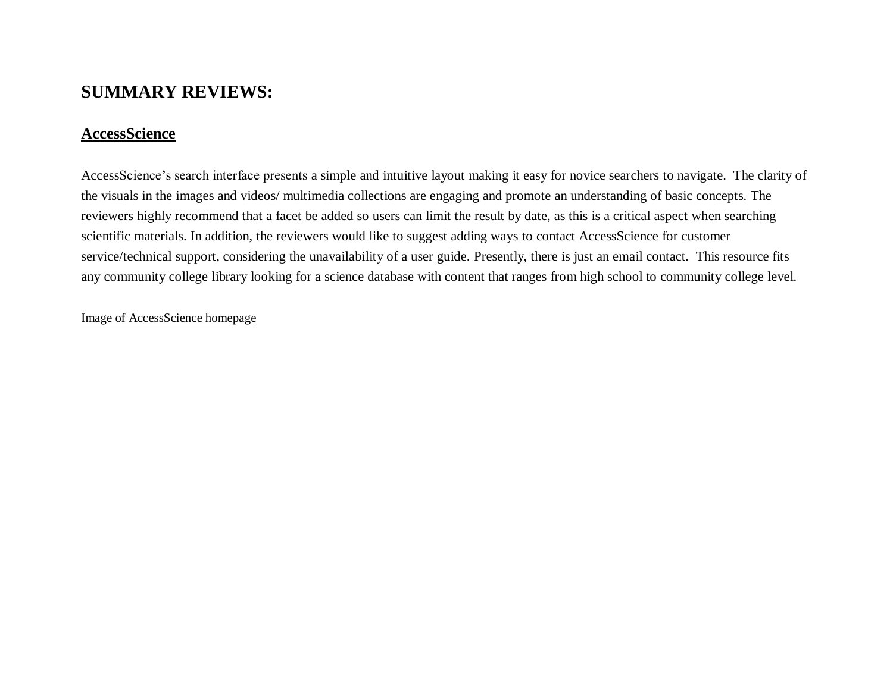# SUMMARY REVIEWS:

## AccessScience

AccessScience's search interface presents a simple and intuitive layout making it easy for novice searchers to navigate. The clarity of the visuals in the images and videos/ multimedia collections are engaging and promote an understanding of basic concepts. The reviewers highly recommend that a facet be added so users can limit the result by date, as this is a critical aspect when searching scientific materials. In addition, the reviewers would like to suggest adding ways to contact AccessScience for customer service/technical support, considering the unavailability of a user guide. Presently, there is just an email contact. This resource fits any community college library looking for a science database with content that ranges from high school to community college level.

Image of AccessScience homepage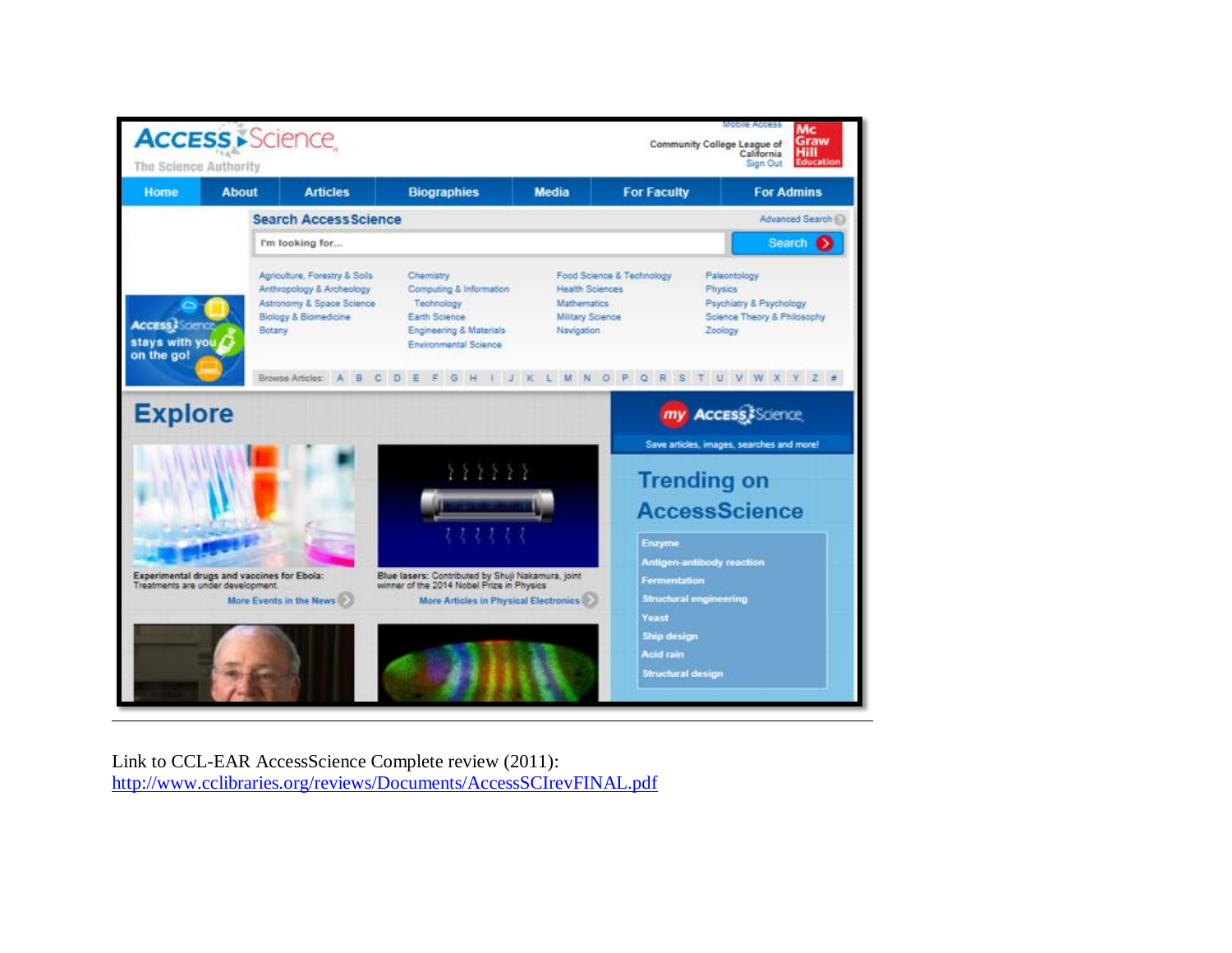Link to CCL-EAR AccessScience Complete review (2011):
http://www.cclibraries.org/reviews/Documents/AccessSCIrevFINAL.pdf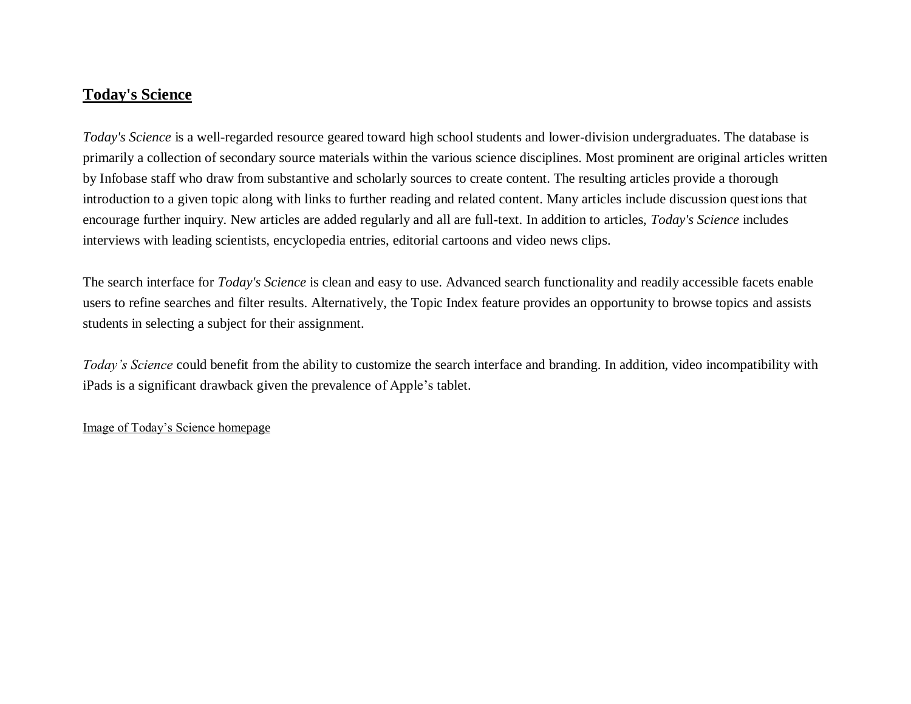## **Today's Science**

*Today's Science* is a well-regarded resource geared toward high school students and lower-division undergraduates. The database is primarily a collection of secondary source materials within the various science disciplines. Most prominent are original articles written by Infobase staff who draw from substantive and scholarly sources to create content. The resulting articles provide a thorough introduction to a given topic along with links to further reading and related content. Many articles include discussion questions that encourage further inquiry. New articles are added regularly and all are full-text. In addition to articles, *Today's Science* includes interviews with leading scientists, encyclopedia entries, editorial cartoons and video news clips.

The search interface for *Today's Science* is clean and easy to use. Advanced search functionality and readily accessible facets enable users to refine searches and filter results. Alternatively, the Topic Index feature provides an opportunity to browse topics and assists students in selecting a subject for their assignment.

*Today's Science* could benefit from the ability to customize the search interface and branding. In addition, video incompatibility with iPads is a significant drawback given the prevalence of Apple's tablet.

Image of Today's Science homepage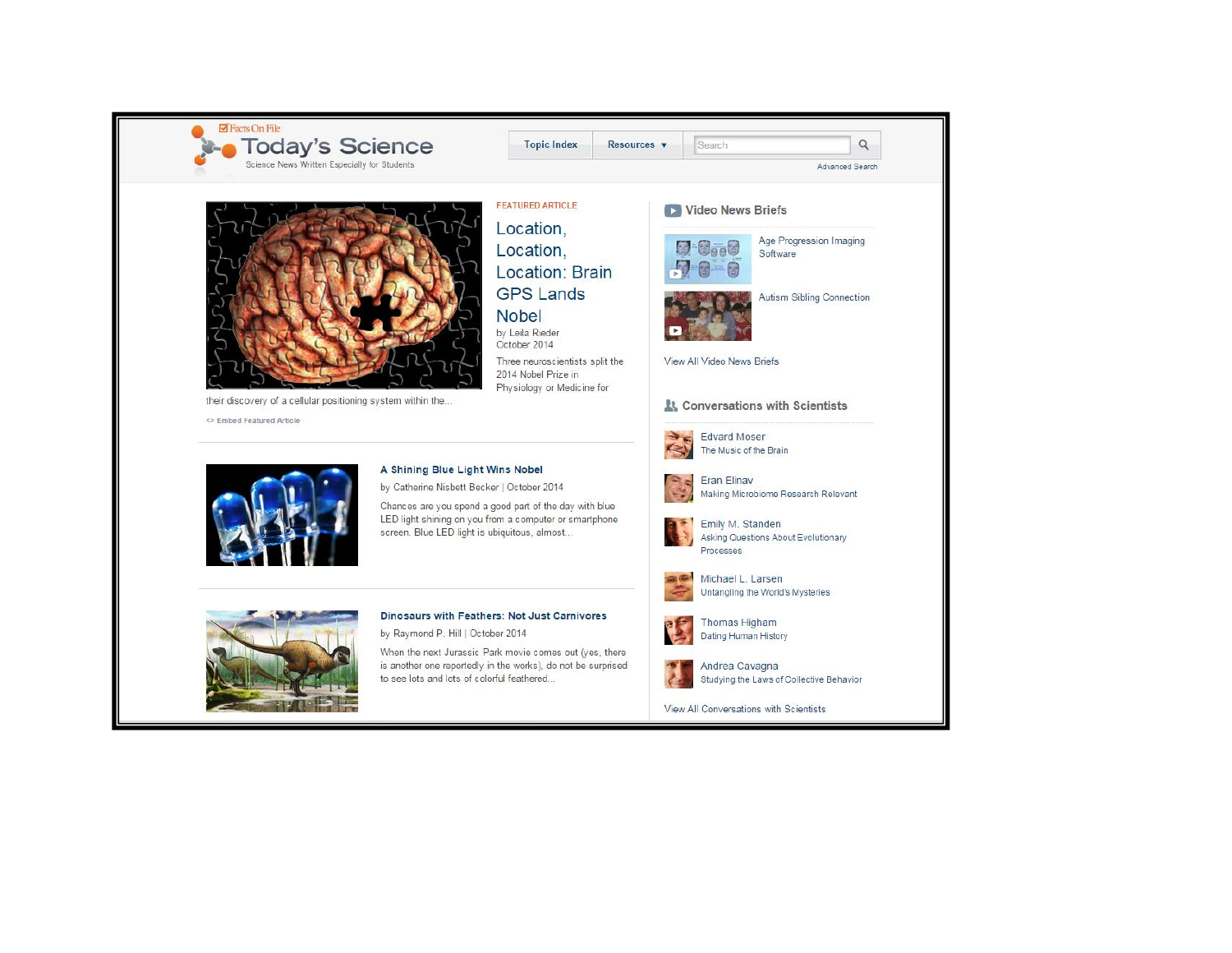Facts On File

# Today's Science

Science News Written Especially for Students

Topic Index | Resources ▼ | Search

Advanced Search

FEATURED ARTICLE

## Location, Location, Location: Brain GPS Lands Nobel

by Leila Rieder
October 2014

Three neuroscientists split the 2014 Nobel Prize in Physiology or Medicine for their discovery of a cellular positioning system within the...

<> Embed Featured Article

---

### A Shining Blue Light Wins Nobel

by Catherine Nisbett Becker | October 2014

Chances are you spend a good part of the day with blue LED light shining on you from a computer or smartphone screen. Blue LED light is ubiquitous, almost...

---

### Dinosaurs with Feathers: Not Just Carnivores

by Raymond P. Hill | October 2014

When the next Jurassic Park movie comes out (yes, there is another one reportedly in the works), do not be surprised to see lots and lots of colorful feathered...

## Video News Briefs

- Age Progression Imaging Software
- Autism Sibling Connection

View All Video News Briefs

## Conversations with Scientists

- Edvard Moser — The Music of the Brain
- Eran Elinav — Making Microbiome Research Relevant
- Emily M. Standen — Asking Questions About Evolutionary Processes
- Michael L. Larsen — Untangling the World's Mysteries
- Thomas Higham — Dating Human History
- Andrea Cavagna — Studying the Laws of Collective Behavior

View All Conversations with Scientists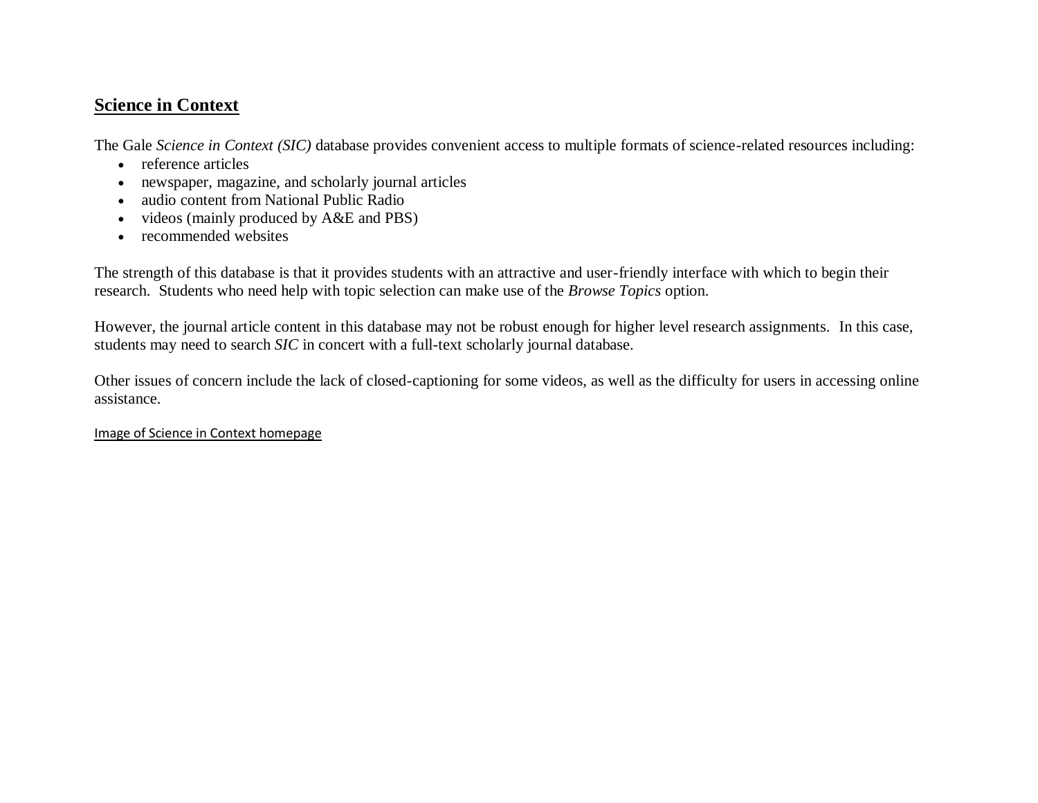## Science in Context

The Gale *Science in Context (SIC)* database provides convenient access to multiple formats of science-related resources including:

- reference articles
- newspaper, magazine, and scholarly journal articles
- audio content from National Public Radio
- videos (mainly produced by A&E and PBS)
- recommended websites

The strength of this database is that it provides students with an attractive and user-friendly interface with which to begin their research. Students who need help with topic selection can make use of the *Browse Topics* option.

However, the journal article content in this database may not be robust enough for higher level research assignments. In this case, students may need to search *SIC* in concert with a full-text scholarly journal database.

Other issues of concern include the lack of closed-captioning for some videos, as well as the difficulty for users in accessing online assistance.

Image of Science in Context homepage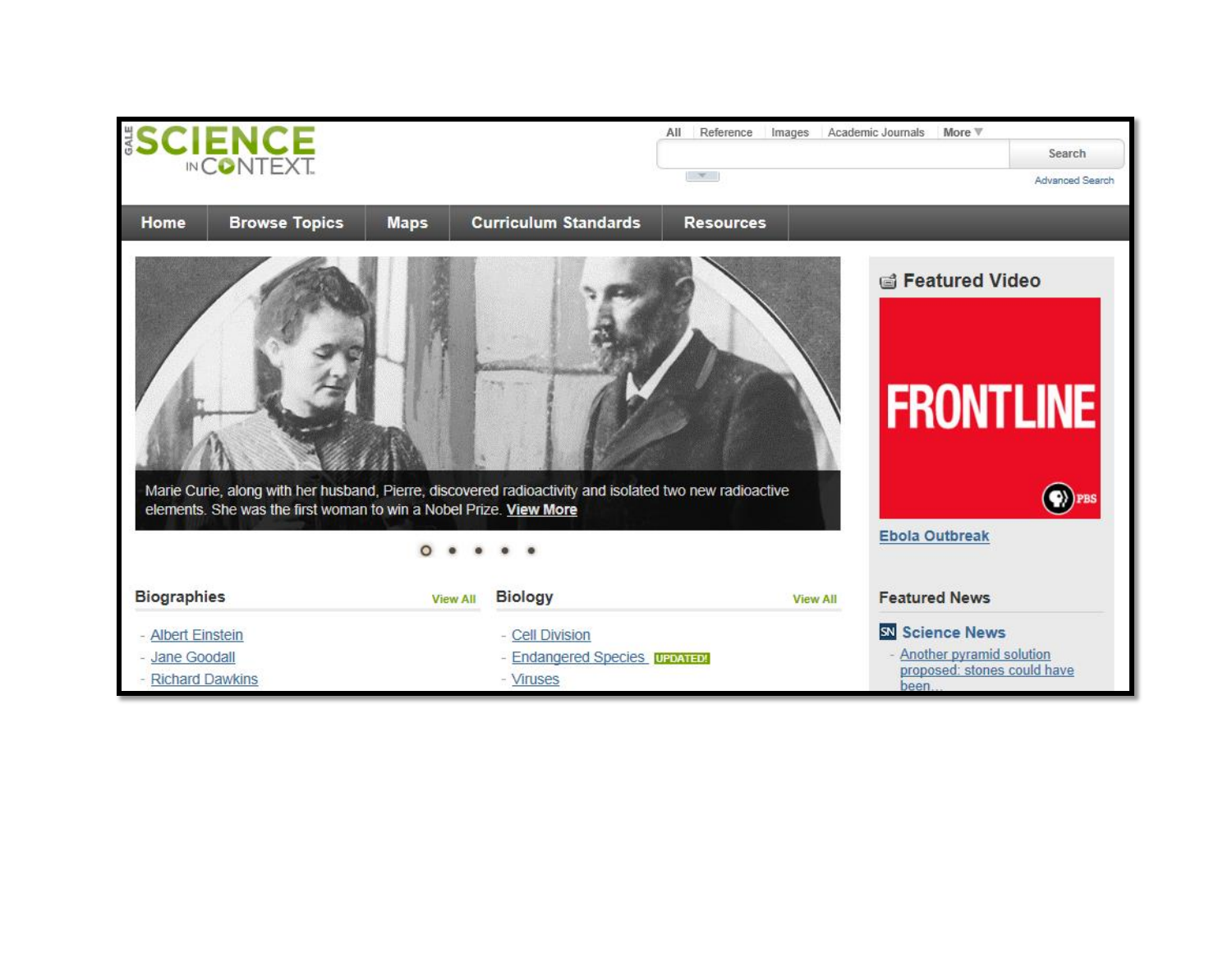GALE SCIENCE IN CONTEXT

All | Reference | Images | Academic Journals | More

Search

Advanced Search

Home | Browse Topics | Maps | Curriculum Standards | Resources

Marie Curie, along with her husband, Pierre, discovered radioactivity and isolated two new radioactive elements. She was the first woman to win a Nobel Prize. View More

### Featured Video

FRONTLINE

PBS

Ebola Outbreak

### Biographies

View All

- Albert Einstein
- Jane Goodall
- Richard Dawkins

### Biology

View All

- Cell Division
- Endangered Species UPDATED!
- Viruses

### Featured News

Science News

- Another pyramid solution proposed: stones could have been...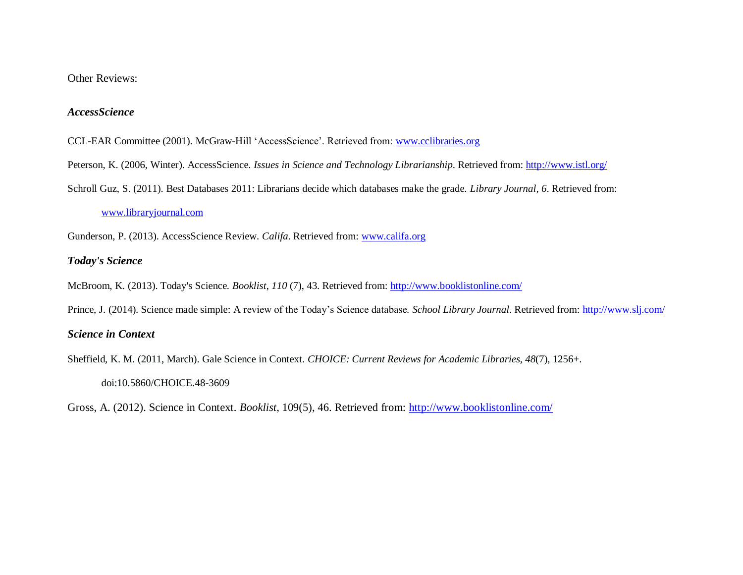Other Reviews:

### *AccessScience*

CCL-EAR Committee (2001). McGraw-Hill 'AccessScience'. Retrieved from: www.cclibraries.org

Peterson, K. (2006, Winter). AccessScience. *Issues in Science and Technology Librarianship*. Retrieved from: http://www.istl.org/

Schroll Guz, S. (2011). Best Databases 2011: Librarians decide which databases make the grade. *Library Journal*, *6*. Retrieved from: www.libraryjournal.com

Gunderson, P. (2013). AccessScience Review. *Califa*. Retrieved from: www.califa.org

### *Today's Science*

McBroom, K. (2013). Today's Science. *Booklist*, *110* (7), 43. Retrieved from: http://www.booklistonline.com/

Prince, J. (2014). Science made simple: A review of the Today's Science database. *School Library Journal*. Retrieved from: http://www.slj.com/

### *Science in Context*

Sheffield, K. M. (2011, March). Gale Science in Context. *CHOICE: Current Reviews for Academic Libraries*, *48*(7), 1256+. doi:10.5860/CHOICE.48-3609

Gross, A. (2012). Science in Context. *Booklist*, 109(5), 46. Retrieved from: http://www.booklistonline.com/